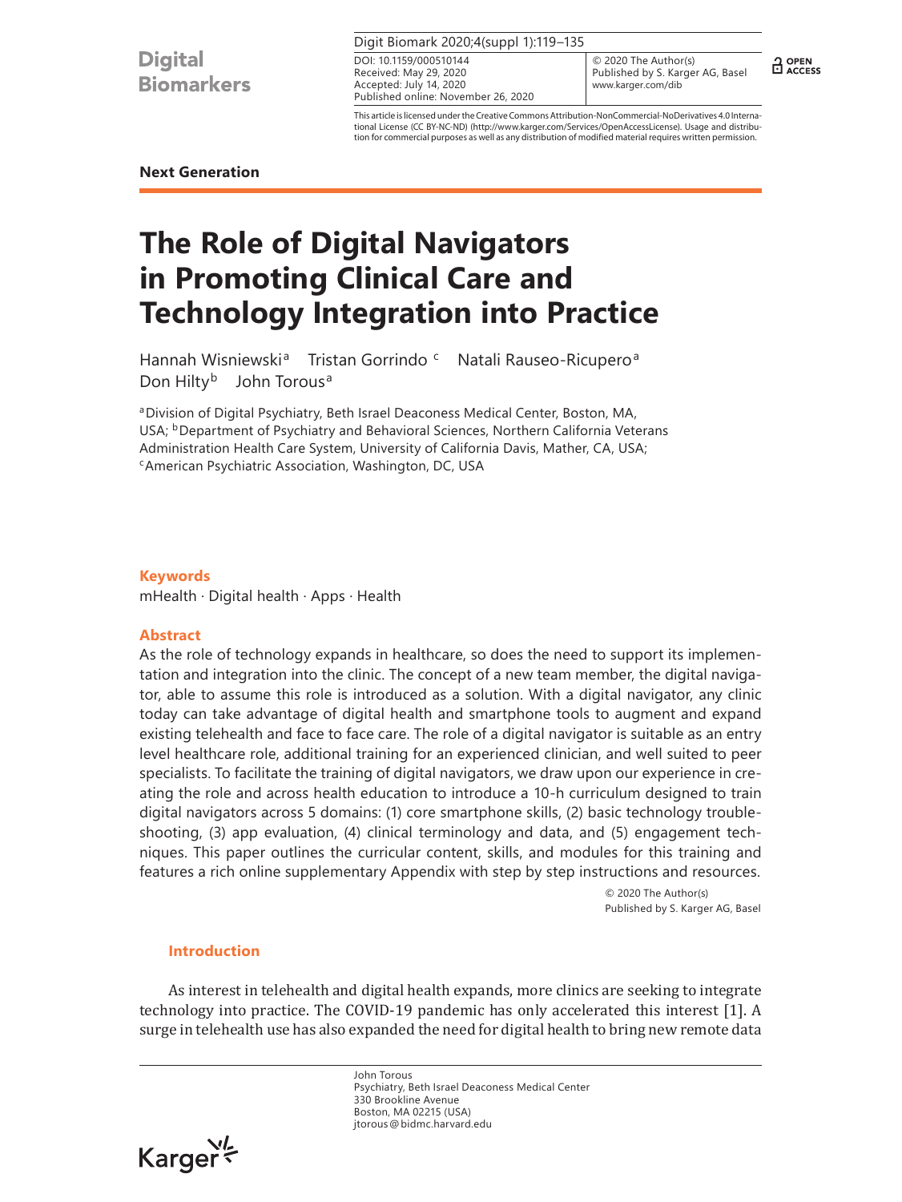**Next Generation**

# The Role of Digital Navigators in Promoting Clinical Care and Technology Integration into Practice

Hannah Wisniewski[a] Tristan Gorrindo[c] Natali Rauseo-Ricupero[a] Don Hilty[b] John Torous[a]

[a]Division of Digital Psychiatry, Beth Israel Deaconess Medical Center, Boston, MA, USA; [b]Department of Psychiatry and Behavioral Sciences, Northern California Veterans Administration Health Care System, University of California Davis, Mather, CA, USA; [c]American Psychiatric Association, Washington, DC, USA

DOI: 10.1159/000510144
Received: May 29, 2020
Accepted: July 14, 2020
Published online: November 26, 2020

© 2020 The Author(s)
Published by S. Karger AG, Basel
www.karger.com/dib

This article is licensed under the Creative Commons Attribution-NonCommercial-NoDerivatives 4.0 International License (CC BY-NC-ND) (http://www.karger.com/Services/OpenAccessLicense). Usage and distribution for commercial purposes as well as any distribution of modified material requires written permission.

## Keywords

mHealth · Digital health · Apps · Health

## Abstract

As the role of technology expands in healthcare, so does the need to support its implementation and integration into the clinic. The concept of a new team member, the digital navigator, able to assume this role is introduced as a solution. With a digital navigator, any clinic today can take advantage of digital health and smartphone tools to augment and expand existing telehealth and face to face care. The role of a digital navigator is suitable as an entry level healthcare role, additional training for an experienced clinician, and well suited to peer specialists. To facilitate the training of digital navigators, we draw upon our experience in creating the role and across health education to introduce a 10-h curriculum designed to train digital navigators across 5 domains: (1) core smartphone skills, (2) basic technology troubleshooting, (3) app evaluation, (4) clinical terminology and data, and (5) engagement techniques. This paper outlines the curricular content, skills, and modules for this training and features a rich online supplementary Appendix with step by step instructions and resources.

© 2020 The Author(s)
Published by S. Karger AG, Basel

## Introduction

As interest in telehealth and digital health expands, more clinics are seeking to integrate technology into practice. The COVID-19 pandemic has only accelerated this interest [1]. A surge in telehealth use has also expanded the need for digital health to bring new remote data

John Torous
Psychiatry, Beth Israel Deaconess Medical Center
330 Brookline Avenue
Boston, MA 02215 (USA)
jtorous@bidmc.harvard.edu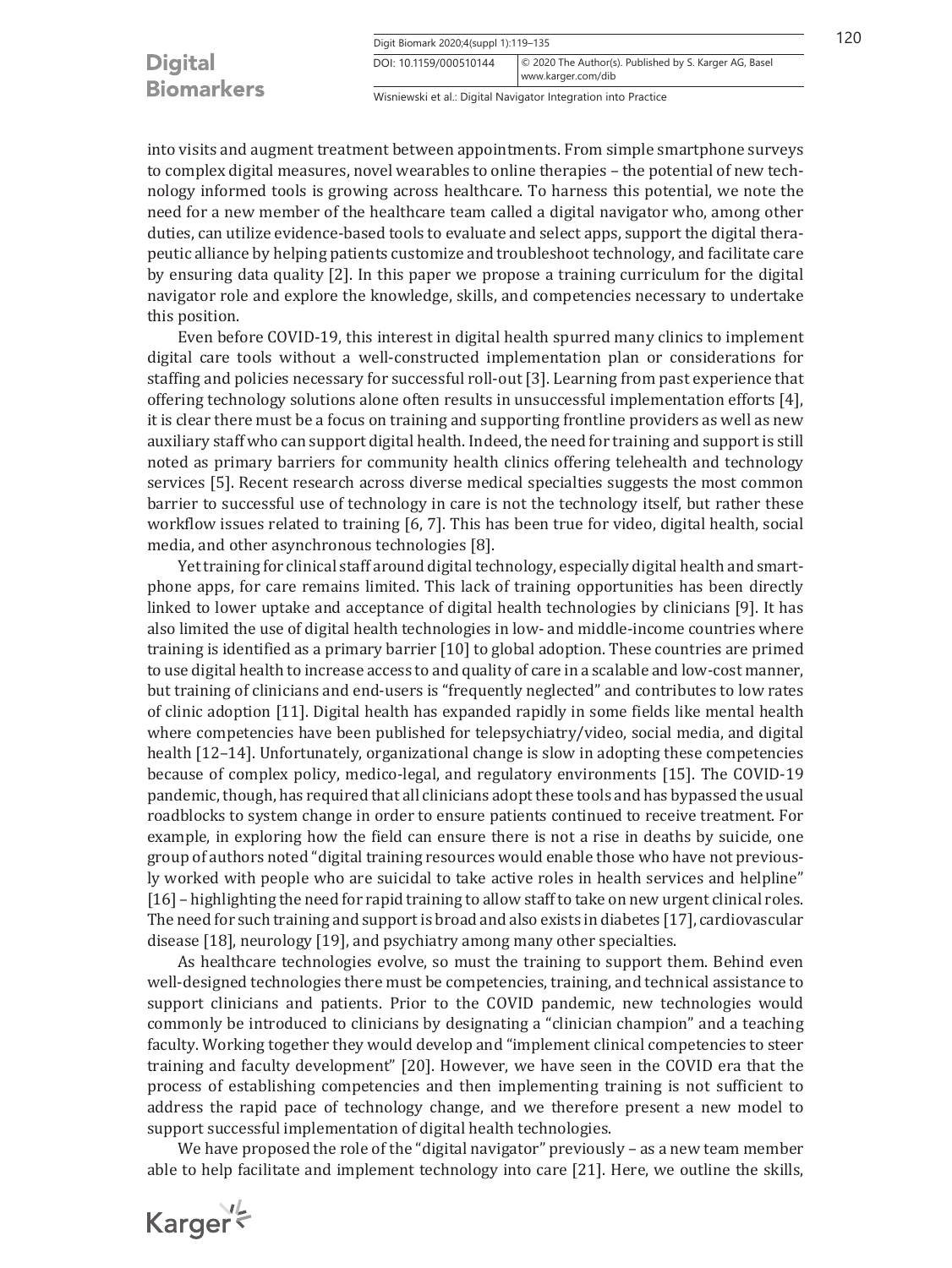into visits and augment treatment between appointments. From simple smartphone surveys to complex digital measures, novel wearables to online therapies – the potential of new technology informed tools is growing across healthcare. To harness this potential, we note the need for a new member of the healthcare team called a digital navigator who, among other duties, can utilize evidence-based tools to evaluate and select apps, support the digital therapeutic alliance by helping patients customize and troubleshoot technology, and facilitate care by ensuring data quality [2]. In this paper we propose a training curriculum for the digital navigator role and explore the knowledge, skills, and competencies necessary to undertake this position.

Even before COVID-19, this interest in digital health spurred many clinics to implement digital care tools without a well-constructed implementation plan or considerations for staffing and policies necessary for successful roll-out [3]. Learning from past experience that offering technology solutions alone often results in unsuccessful implementation efforts [4], it is clear there must be a focus on training and supporting frontline providers as well as new auxiliary staff who can support digital health. Indeed, the need for training and support is still noted as primary barriers for community health clinics offering telehealth and technology services [5]. Recent research across diverse medical specialties suggests the most common barrier to successful use of technology in care is not the technology itself, but rather these workflow issues related to training [6, 7]. This has been true for video, digital health, social media, and other asynchronous technologies [8].

Yet training for clinical staff around digital technology, especially digital health and smartphone apps, for care remains limited. This lack of training opportunities has been directly linked to lower uptake and acceptance of digital health technologies by clinicians [9]. It has also limited the use of digital health technologies in low- and middle-income countries where training is identified as a primary barrier [10] to global adoption. These countries are primed to use digital health to increase access to and quality of care in a scalable and low-cost manner, but training of clinicians and end-users is "frequently neglected" and contributes to low rates of clinic adoption [11]. Digital health has expanded rapidly in some fields like mental health where competencies have been published for telepsychiatry/video, social media, and digital health [12–14]. Unfortunately, organizational change is slow in adopting these competencies because of complex policy, medico-legal, and regulatory environments [15]. The COVID-19 pandemic, though, has required that all clinicians adopt these tools and has bypassed the usual roadblocks to system change in order to ensure patients continued to receive treatment. For example, in exploring how the field can ensure there is not a rise in deaths by suicide, one group of authors noted "digital training resources would enable those who have not previously worked with people who are suicidal to take active roles in health services and helpline" [16] – highlighting the need for rapid training to allow staff to take on new urgent clinical roles. The need for such training and support is broad and also exists in diabetes [17], cardiovascular disease [18], neurology [19], and psychiatry among many other specialties.

As healthcare technologies evolve, so must the training to support them. Behind even well-designed technologies there must be competencies, training, and technical assistance to support clinicians and patients. Prior to the COVID pandemic, new technologies would commonly be introduced to clinicians by designating a "clinician champion" and a teaching faculty. Working together they would develop and "implement clinical competencies to steer training and faculty development" [20]. However, we have seen in the COVID era that the process of establishing competencies and then implementing training is not sufficient to address the rapid pace of technology change, and we therefore present a new model to support successful implementation of digital health technologies.

We have proposed the role of the "digital navigator" previously – as a new team member able to help facilitate and implement technology into care [21]. Here, we outline the skills,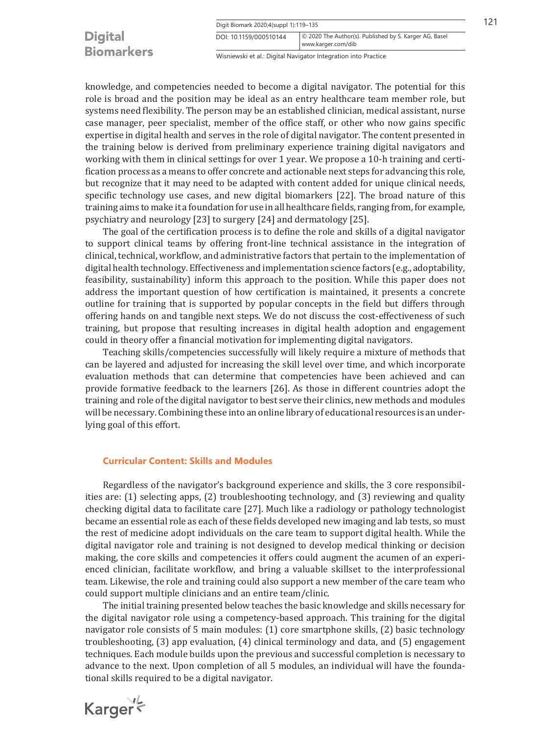knowledge, and competencies needed to become a digital navigator. The potential for this role is broad and the position may be ideal as an entry healthcare team member role, but systems need flexibility. The person may be an established clinician, medical assistant, nurse case manager, peer specialist, member of the office staff, or other who now gains specific expertise in digital health and serves in the role of digital navigator. The content presented in the training below is derived from preliminary experience training digital navigators and working with them in clinical settings for over 1 year. We propose a 10-h training and certification process as a means to offer concrete and actionable next steps for advancing this role, but recognize that it may need to be adapted with content added for unique clinical needs, specific technology use cases, and new digital biomarkers [22]. The broad nature of this training aims to make it a foundation for use in all healthcare fields, ranging from, for example, psychiatry and neurology [23] to surgery [24] and dermatology [25].

The goal of the certification process is to define the role and skills of a digital navigator to support clinical teams by offering front-line technical assistance in the integration of clinical, technical, workflow, and administrative factors that pertain to the implementation of digital health technology. Effectiveness and implementation science factors (e.g., adoptability, feasibility, sustainability) inform this approach to the position. While this paper does not address the important question of how certification is maintained, it presents a concrete outline for training that is supported by popular concepts in the field but differs through offering hands on and tangible next steps. We do not discuss the cost-effectiveness of such training, but propose that resulting increases in digital health adoption and engagement could in theory offer a financial motivation for implementing digital navigators.

Teaching skills/competencies successfully will likely require a mixture of methods that can be layered and adjusted for increasing the skill level over time, and which incorporate evaluation methods that can determine that competencies have been achieved and can provide formative feedback to the learners [26]. As those in different countries adopt the training and role of the digital navigator to best serve their clinics, new methods and modules will be necessary. Combining these into an online library of educational resources is an underlying goal of this effort.

## Curricular Content: Skills and Modules

Regardless of the navigator's background experience and skills, the 3 core responsibilities are: (1) selecting apps, (2) troubleshooting technology, and (3) reviewing and quality checking digital data to facilitate care [27]. Much like a radiology or pathology technologist became an essential role as each of these fields developed new imaging and lab tests, so must the rest of medicine adopt individuals on the care team to support digital health. While the digital navigator role and training is not designed to develop medical thinking or decision making, the core skills and competencies it offers could augment the acumen of an experienced clinician, facilitate workflow, and bring a valuable skillset to the interprofessional team. Likewise, the role and training could also support a new member of the care team who could support multiple clinicians and an entire team/clinic.

The initial training presented below teaches the basic knowledge and skills necessary for the digital navigator role using a competency-based approach. This training for the digital navigator role consists of 5 main modules: (1) core smartphone skills, (2) basic technology troubleshooting, (3) app evaluation, (4) clinical terminology and data, and (5) engagement techniques. Each module builds upon the previous and successful completion is necessary to advance to the next. Upon completion of all 5 modules, an individual will have the foundational skills required to be a digital navigator.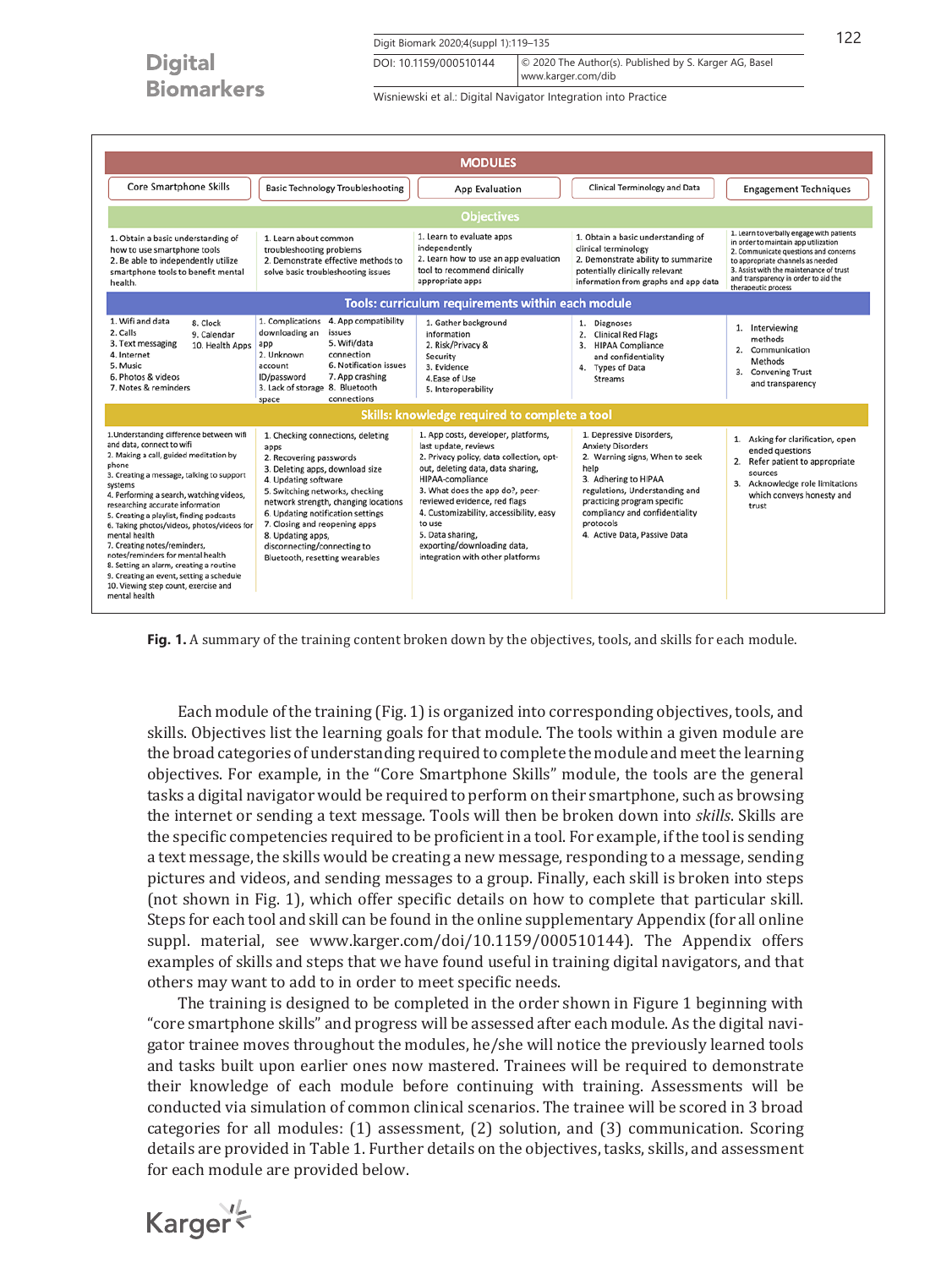| MODULES | | | | |
|---|---|---|---|---|
| Core Smartphone Skills | Basic Technology Troubleshooting | App Evaluation | Clinical Terminology and Data | Engagement Techniques |
| **Objectives** | | | | |
| 1. Obtain a basic understanding of how to use smartphone tools<br>2. Be able to independently utilize smartphone tools to benefit mental health. | 1. Learn about common troubleshooting problems<br>2. Demonstrate effective methods to solve basic troubleshooting issues | 1. Learn to evaluate apps independently<br>2. Learn how to use an app evaluation tool to recommend clinically appropriate apps | 1. Obtain a basic understanding of clinical terminology<br>2. Demonstrate ability to summarize potentially clinically relevant information from graphs and app data | 1. Learn to verbally engage with patients in order to maintain app utilization<br>2. Communicate questions and concerns to appropriate channels as needed<br>3. Assist with the maintenance of trust and transparency in order to aid the therapeutic process |
| **Tools: curriculum requirements within each module** | | | | |
| 1. Wifi and data<br>2. Calls<br>3. Text messaging<br>4. Internet<br>5. Music<br>6. Photos & videos<br>7. Notes & reminders<br>8. Clock<br>9. Calendar<br>10. Health Apps | 1. Complications downloading an app<br>2. Unknown account ID/password<br>3. Lack of storage space<br>4. App compatibility issues<br>5. Wifi/data connection<br>6. Notification issues<br>7. App crashing<br>8. Bluetooth connections | 1. Gather background information<br>2. Risk/Privacy & Security<br>3. Evidence<br>4. Ease of Use<br>5. Interoperability | 1. Diagnoses<br>2. Clinical Red Flags<br>3. HIPAA Compliance and confidentiality<br>4. Types of Data Streams | 1. Interviewing methods<br>2. Communication Methods<br>3. Convening Trust and transparency |
| **Skills: knowledge required to complete a tool** | | | | |
| 1. Understanding difference between wifi and data, connect to wifi<br>2. Making a call, guided meditation by phone<br>3. Creating a message, talking to support systems<br>4. Performing a search, watching videos, researching accurate information<br>5. Creating a playlist, finding podcasts<br>6. Taking photos/videos, photos/videos for mental health<br>7. Creating notes/reminders, notes/reminders for mental health<br>8. Setting an alarm, creating a routine<br>9. Creating an event, setting a schedule<br>10. Viewing step count, exercise and mental health | 1. Checking connections, deleting apps<br>2. Recovering passwords<br>3. Deleting apps, download size<br>4. Updating software<br>5. Switching networks, checking network strength, changing locations<br>6. Updating notification settings<br>7. Closing and reopening apps<br>8. Updating apps, disconnecting/connecting to Bluetooth, resetting wearables | 1. App costs, developer, platforms, last update, reviews<br>2. Privacy policy, data collection, opt-out, deleting data, data sharing, HIPAA-compliance<br>3. What does the app do?, peer-reviewed evidence, red flags<br>4. Customizability, accessibility, easy to use<br>5. Data sharing, exporting/downloading data, integration with other platforms | 1. Depressive Disorders, Anxiety Disorders<br>2. Warning signs, When to seek help<br>3. Adhering to HIPAA regulations, Understanding and practicing program specific compliancy and confidentiality protocols<br>4. Active Data, Passive Data | 1. Asking for clarification, open ended questions<br>2. Refer patient to appropriate sources<br>3. Acknowledge role limitations which conveys honesty and trust |

**Fig. 1.** A summary of the training content broken down by the objectives, tools, and skills for each module.

Each module of the training (Fig. 1) is organized into corresponding objectives, tools, and skills. Objectives list the learning goals for that module. The tools within a given module are the broad categories of understanding required to complete the module and meet the learning objectives. For example, in the "Core Smartphone Skills" module, the tools are the general tasks a digital navigator would be required to perform on their smartphone, such as browsing the internet or sending a text message. Tools will then be broken down into *skills*. Skills are the specific competencies required to be proficient in a tool. For example, if the tool is sending a text message, the skills would be creating a new message, responding to a message, sending pictures and videos, and sending messages to a group. Finally, each skill is broken into steps (not shown in Fig. 1), which offer specific details on how to complete that particular skill. Steps for each tool and skill can be found in the online supplementary Appendix (for all online suppl. material, see www.karger.com/doi/10.1159/000510144). The Appendix offers examples of skills and steps that we have found useful in training digital navigators, and that others may want to add to in order to meet specific needs.

The training is designed to be completed in the order shown in Figure 1 beginning with "core smartphone skills" and progress will be assessed after each module. As the digital navigator trainee moves throughout the modules, he/she will notice the previously learned tools and tasks built upon earlier ones now mastered. Trainees will be required to demonstrate their knowledge of each module before continuing with training. Assessments will be conducted via simulation of common clinical scenarios. The trainee will be scored in 3 broad categories for all modules: (1) assessment, (2) solution, and (3) communication. Scoring details are provided in Table 1. Further details on the objectives, tasks, skills, and assessment for each module are provided below.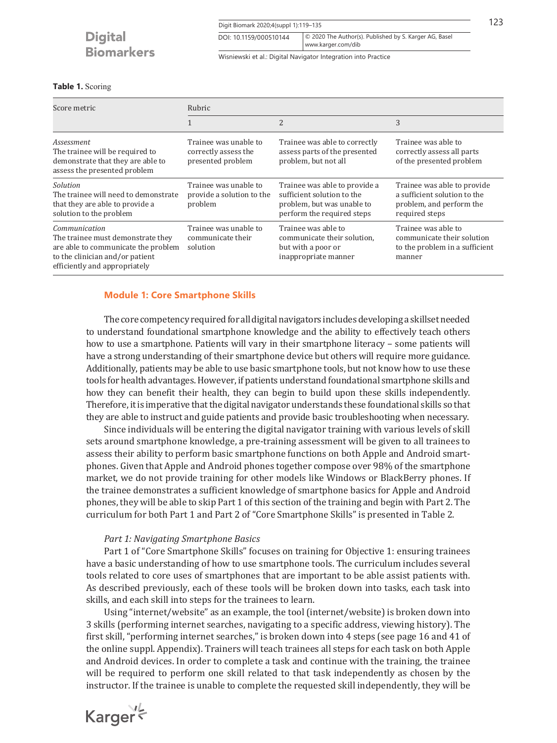**Table 1.** Scoring

| Score metric | Rubric | | |
|---|---|---|---|
| | 1 | 2 | 3 |
| *Assessment*<br>The trainee will be required to demonstrate that they are able to assess the presented problem | Trainee was unable to correctly assess the presented problem | Trainee was able to correctly assess parts of the presented problem, but not all | Trainee was able to correctly assess all parts of the presented problem |
| *Solution*<br>The trainee will need to demonstrate that they are able to provide a solution to the problem | Trainee was unable to provide a solution to the problem | Trainee was able to provide a sufficient solution to the problem, but was unable to perform the required steps | Trainee was able to provide a sufficient solution to the problem, and perform the required steps |
| *Communication*<br>The trainee must demonstrate they are able to communicate the problem to the clinician and/or patient efficiently and appropriately | Trainee was unable to communicate their solution | Trainee was able to communicate their solution, but with a poor or inappropriate manner | Trainee was able to communicate their solution to the problem in a sufficient manner |

## Module 1: Core Smartphone Skills

The core competency required for all digital navigators includes developing a skillset needed to understand foundational smartphone knowledge and the ability to effectively teach others how to use a smartphone. Patients will vary in their smartphone literacy – some patients will have a strong understanding of their smartphone device but others will require more guidance. Additionally, patients may be able to use basic smartphone tools, but not know how to use these tools for health advantages. However, if patients understand foundational smartphone skills and how they can benefit their health, they can begin to build upon these skills independently. Therefore, it is imperative that the digital navigator understands these foundational skills so that they are able to instruct and guide patients and provide basic troubleshooting when necessary.

Since individuals will be entering the digital navigator training with various levels of skill sets around smartphone knowledge, a pre-training assessment will be given to all trainees to assess their ability to perform basic smartphone functions on both Apple and Android smartphones. Given that Apple and Android phones together compose over 98% of the smartphone market, we do not provide training for other models like Windows or BlackBerry phones. If the trainee demonstrates a sufficient knowledge of smartphone basics for Apple and Android phones, they will be able to skip Part 1 of this section of the training and begin with Part 2. The curriculum for both Part 1 and Part 2 of "Core Smartphone Skills" is presented in Table 2.

*Part 1: Navigating Smartphone Basics*

Part 1 of "Core Smartphone Skills" focuses on training for Objective 1: ensuring trainees have a basic understanding of how to use smartphone tools. The curriculum includes several tools related to core uses of smartphones that are important to be able assist patients with. As described previously, each of these tools will be broken down into tasks, each task into skills, and each skill into steps for the trainees to learn.

Using "internet/website" as an example, the tool (internet/website) is broken down into 3 skills (performing internet searches, navigating to a specific address, viewing history). The first skill, "performing internet searches," is broken down into 4 steps (see page 16 and 41 of the online suppl. Appendix). Trainers will teach trainees all steps for each task on both Apple and Android devices. In order to complete a task and continue with the training, the trainee will be required to perform one skill related to that task independently as chosen by the instructor. If the trainee is unable to complete the requested skill independently, they will be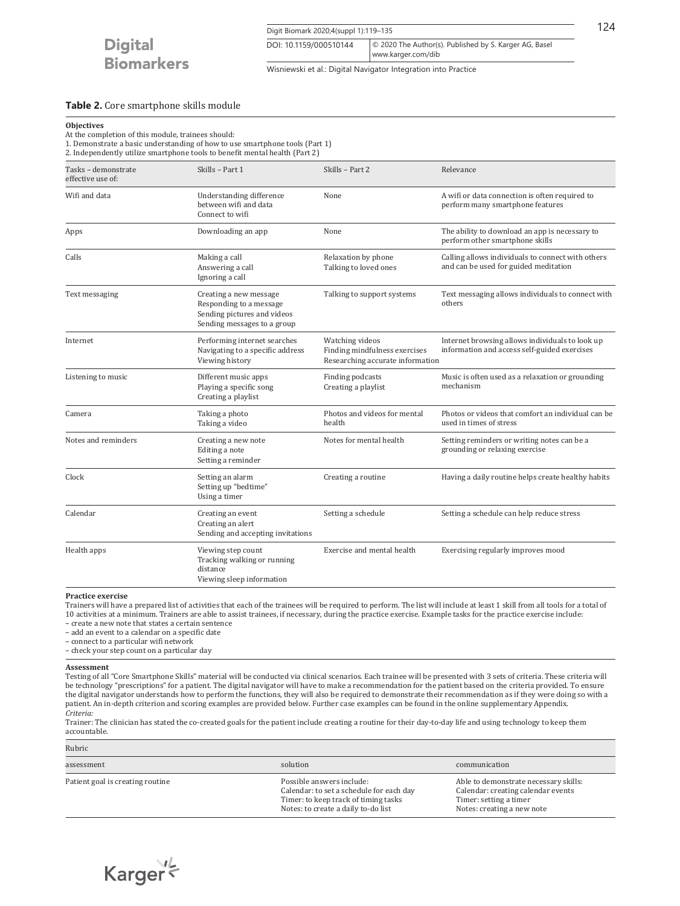**Table 2.** Core smartphone skills module

**Objectives**
At the completion of this module, trainees should:
1. Demonstrate a basic understanding of how to use smartphone tools (Part 1)
2. Independently utilize smartphone tools to benefit mental health (Part 2)

| Tasks – demonstrate effective use of: | Skills – Part 1 | Skills – Part 2 | Relevance |
|---|---|---|---|
| Wifi and data | Understanding difference between wifi and data<br>Connect to wifi | None | A wifi or data connection is often required to perform many smartphone features |
| Apps | Downloading an app | None | The ability to download an app is necessary to perform other smartphone skills |
| Calls | Making a call<br>Answering a call<br>Ignoring a call | Relaxation by phone<br>Talking to loved ones | Calling allows individuals to connect with others and can be used for guided meditation |
| Text messaging | Creating a new message<br>Responding to a message<br>Sending pictures and videos<br>Sending messages to a group | Talking to support systems | Text messaging allows individuals to connect with others |
| Internet | Performing internet searches<br>Navigating to a specific address<br>Viewing history | Watching videos<br>Finding mindfulness exercises<br>Researching accurate information | Internet browsing allows individuals to look up information and access self-guided exercises |
| Listening to music | Different music apps<br>Playing a specific song<br>Creating a playlist | Finding podcasts<br>Creating a playlist | Music is often used as a relaxation or grounding mechanism |
| Camera | Taking a photo<br>Taking a video | Photos and videos for mental health | Photos or videos that comfort an individual can be used in times of stress |
| Notes and reminders | Creating a new note<br>Editing a note<br>Setting a reminder | Notes for mental health | Setting reminders or writing notes can be a grounding or relaxing exercise |
| Clock | Setting an alarm<br>Setting up "bedtime"<br>Using a timer | Creating a routine | Having a daily routine helps create healthy habits |
| Calendar | Creating an event<br>Creating an alert<br>Sending and accepting invitations | Setting a schedule | Setting a schedule can help reduce stress |
| Health apps | Viewing step count<br>Tracking walking or running distance<br>Viewing sleep information | Exercise and mental health | Exercising regularly improves mood |

**Practice exercise**
Trainers will have a prepared list of activities that each of the trainees will be required to perform. The list will include at least 1 skill from all tools for a total of 10 activities at a minimum. Trainers are able to assist trainees, if necessary, during the practice exercise. Example tasks for the practice exercise include:
– create a new note that states a certain sentence
– add an event to a calendar on a specific date
– connect to a particular wifi network
– check your step count on a particular day

**Assessment**
Testing of all "Core Smartphone Skills" material will be conducted via clinical scenarios. Each trainee will be presented with 3 sets of criteria. These criteria will be technology "prescriptions" for a patient. The digital navigator will have to make a recommendation for the patient based on the criteria provided. To ensure the digital navigator understands how to perform the functions, they will also be required to demonstrate their recommendation as if they were doing so with a patient. An in-depth criterion and scoring examples are provided below. Further case examples can be found in the online supplementary Appendix.
*Criteria:*
Trainer: The clinician has stated the co-created goals for the patient include creating a routine for their day-to-day life and using technology to keep them accountable.

| Rubric | | |
|---|---|---|
| assessment | solution | communication |
| Patient goal is creating routine | Possible answers include:<br>Calendar: to set a schedule for each day<br>Timer: to keep track of timing tasks<br>Notes: to create a daily to-do list | Able to demonstrate necessary skills:<br>Calendar: creating calendar events<br>Timer: setting a timer<br>Notes: creating a new note |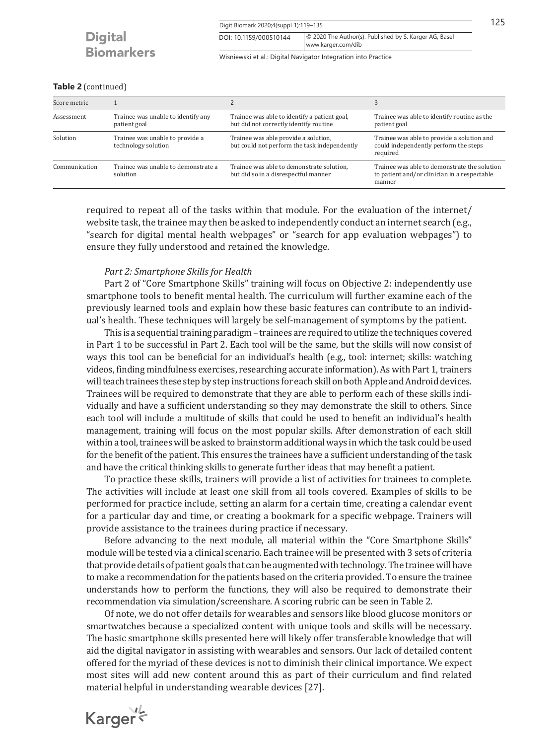**Table 2** (continued)

| Score metric | 1 | 2 | 3 |
|---|---|---|---|
| Assessment | Trainee was unable to identify any patient goal | Trainee was able to identify a patient goal, but did not correctly identify routine | Trainee was able to identify routine as the patient goal |
| Solution | Trainee was unable to provide a technology solution | Trainee was able provide a solution, but could not perform the task independently | Trainee was able to provide a solution and could independently perform the steps required |
| Communication | Trainee was unable to demonstrate a solution | Trainee was able to demonstrate solution, but did so in a disrespectful manner | Trainee was able to demonstrate the solution to patient and/or clinician in a respectable manner |

required to repeat all of the tasks within that module. For the evaluation of the internet/website task, the trainee may then be asked to independently conduct an internet search (e.g., "search for digital mental health webpages" or "search for app evaluation webpages") to ensure they fully understood and retained the knowledge.

*Part 2: Smartphone Skills for Health*

Part 2 of "Core Smartphone Skills" training will focus on Objective 2: independently use smartphone tools to benefit mental health. The curriculum will further examine each of the previously learned tools and explain how these basic features can contribute to an individual's health. These techniques will largely be self-management of symptoms by the patient.

This is a sequential training paradigm – trainees are required to utilize the techniques covered in Part 1 to be successful in Part 2. Each tool will be the same, but the skills will now consist of ways this tool can be beneficial for an individual's health (e.g., tool: internet; skills: watching videos, finding mindfulness exercises, researching accurate information). As with Part 1, trainers will teach trainees these step by step instructions for each skill on both Apple and Android devices. Trainees will be required to demonstrate that they are able to perform each of these skills individually and have a sufficient understanding so they may demonstrate the skill to others. Since each tool will include a multitude of skills that could be used to benefit an individual's health management, training will focus on the most popular skills. After demonstration of each skill within a tool, trainees will be asked to brainstorm additional ways in which the task could be used for the benefit of the patient. This ensures the trainees have a sufficient understanding of the task and have the critical thinking skills to generate further ideas that may benefit a patient.

To practice these skills, trainers will provide a list of activities for trainees to complete. The activities will include at least one skill from all tools covered. Examples of skills to be performed for practice include, setting an alarm for a certain time, creating a calendar event for a particular day and time, or creating a bookmark for a specific webpage. Trainers will provide assistance to the trainees during practice if necessary.

Before advancing to the next module, all material within the "Core Smartphone Skills" module will be tested via a clinical scenario. Each trainee will be presented with 3 sets of criteria that provide details of patient goals that can be augmented with technology. The trainee will have to make a recommendation for the patients based on the criteria provided. To ensure the trainee understands how to perform the functions, they will also be required to demonstrate their recommendation via simulation/screenshare. A scoring rubric can be seen in Table 2.

Of note, we do not offer details for wearables and sensors like blood glucose monitors or smartwatches because a specialized content with unique tools and skills will be necessary. The basic smartphone skills presented here will likely offer transferable knowledge that will aid the digital navigator in assisting with wearables and sensors. Our lack of detailed content offered for the myriad of these devices is not to diminish their clinical importance. We expect most sites will add new content around this as part of their curriculum and find related material helpful in understanding wearable devices [27].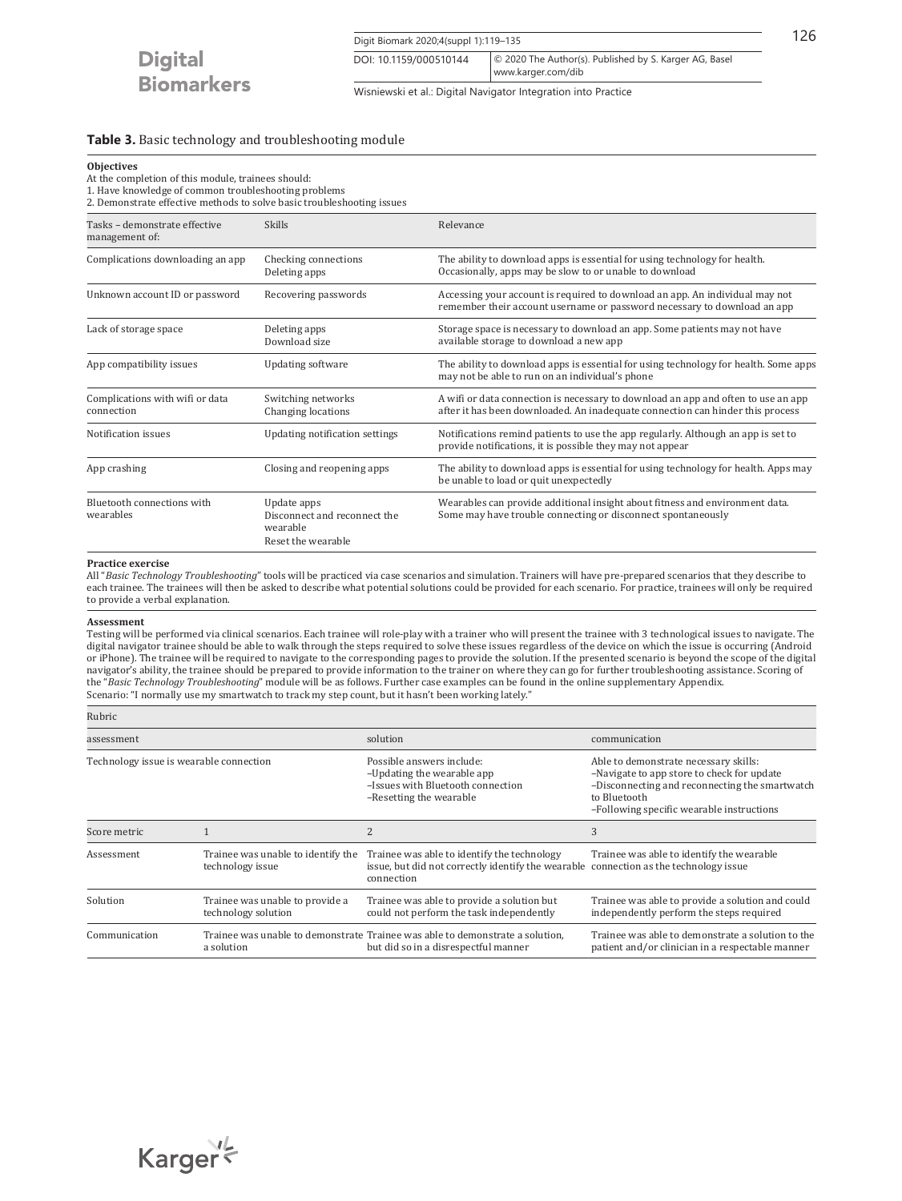**Table 3.** Basic technology and troubleshooting module

**Objectives**
At the completion of this module, trainees should:
1. Have knowledge of common troubleshooting problems
2. Demonstrate effective methods to solve basic troubleshooting issues

| Tasks – demonstrate effective management of: | Skills | Relevance |
|---|---|---|
| Complications downloading an app | Checking connections<br>Deleting apps | The ability to download apps is essential for using technology for health. Occasionally, apps may be slow to or unable to download |
| Unknown account ID or password | Recovering passwords | Accessing your account is required to download an app. An individual may not remember their account username or password necessary to download an app |
| Lack of storage space | Deleting apps<br>Download size | Storage space is necessary to download an app. Some patients may not have available storage to download a new app |
| App compatibility issues | Updating software | The ability to download apps is essential for using technology for health. Some apps may not be able to run on an individual's phone |
| Complications with wifi or data connection | Switching networks<br>Changing locations | A wifi or data connection is necessary to download an app and often to use an app after it has been downloaded. An inadequate connection can hinder this process |
| Notification issues | Updating notification settings | Notifications remind patients to use the app regularly. Although an app is set to provide notifications, it is possible they may not appear |
| App crashing | Closing and reopening apps | The ability to download apps is essential for using technology for health. Apps may be unable to load or quit unexpectedly |
| Bluetooth connections with wearables | Update apps<br>Disconnect and reconnect the wearable<br>Reset the wearable | Wearables can provide additional insight about fitness and environment data. Some may have trouble connecting or disconnect spontaneously |

**Practice exercise**
All "*Basic Technology Troubleshooting*" tools will be practiced via case scenarios and simulation. Trainers will have pre-prepared scenarios that they describe to each trainee. The trainees will then be asked to describe what potential solutions could be provided for each scenario. For practice, trainees will only be required to provide a verbal explanation.

**Assessment**
Testing will be performed via clinical scenarios. Each trainee will role-play with a trainer who will present the trainee with 3 technological issues to navigate. The digital navigator trainee should be able to walk through the steps required to solve these issues regardless of the device on which the issue is occurring (Android or iPhone). The trainee will be required to navigate to the corresponding pages to provide the solution. If the presented scenario is beyond the scope of the digital navigator's ability, the trainee should be prepared to provide information to the trainer on where they can go for further troubleshooting assistance. Scoring of the "*Basic Technology Troubleshooting*" module will be as follows. Further case examples can be found in the online supplementary Appendix.
Scenario: "I normally use my smartwatch to track my step count, but it hasn't been working lately."

| Rubric | | | |
|---|---|---|---|
| assessment | | solution | communication |
| Technology issue is wearable connection | | Possible answers include:<br>–Updating the wearable app<br>–Issues with Bluetooth connection<br>–Resetting the wearable | Able to demonstrate necessary skills:<br>–Navigate to app store to check for update<br>–Disconnecting and reconnecting the smartwatch to Bluetooth<br>–Following specific wearable instructions |
| Score metric | 1 | 2 | 3 |
| Assessment | Trainee was unable to identify the technology issue | Trainee was able to identify the technology issue, but did not correctly identify the wearable connection | Trainee was able to identify the wearable connection as the technology issue |
| Solution | Trainee was unable to provide a technology solution | Trainee was able to provide a solution but could not perform the task independently | Trainee was able to provide a solution and could independently perform the steps required |
| Communication | Trainee was unable to demonstrate a solution | Trainee was able to demonstrate a solution, but did so in a disrespectful manner | Trainee was able to demonstrate a solution to the patient and/or clinician in a respectable manner |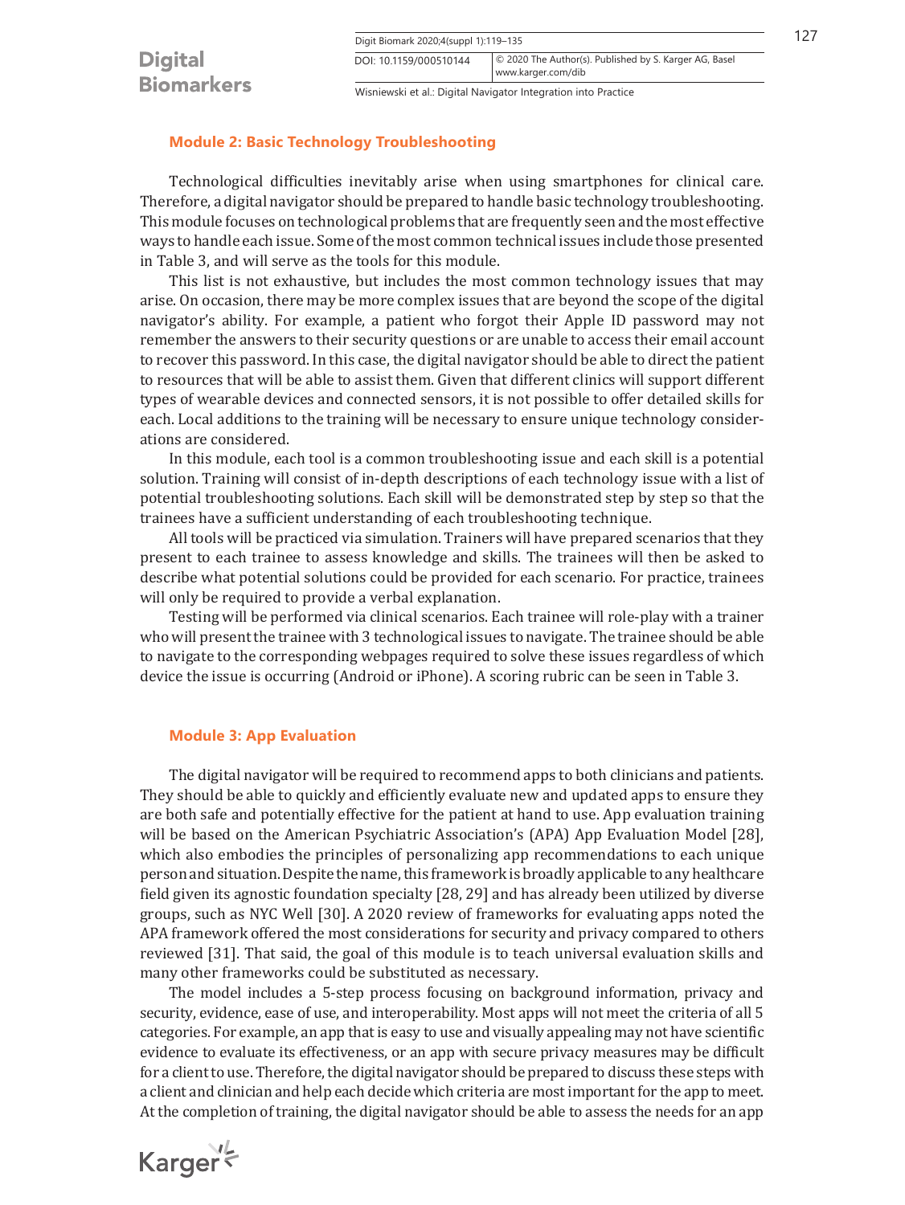## Module 2: Basic Technology Troubleshooting

Technological difficulties inevitably arise when using smartphones for clinical care. Therefore, a digital navigator should be prepared to handle basic technology troubleshooting. This module focuses on technological problems that are frequently seen and the most effective ways to handle each issue. Some of the most common technical issues include those presented in Table 3, and will serve as the tools for this module.

This list is not exhaustive, but includes the most common technology issues that may arise. On occasion, there may be more complex issues that are beyond the scope of the digital navigator's ability. For example, a patient who forgot their Apple ID password may not remember the answers to their security questions or are unable to access their email account to recover this password. In this case, the digital navigator should be able to direct the patient to resources that will be able to assist them. Given that different clinics will support different types of wearable devices and connected sensors, it is not possible to offer detailed skills for each. Local additions to the training will be necessary to ensure unique technology considerations are considered.

In this module, each tool is a common troubleshooting issue and each skill is a potential solution. Training will consist of in-depth descriptions of each technology issue with a list of potential troubleshooting solutions. Each skill will be demonstrated step by step so that the trainees have a sufficient understanding of each troubleshooting technique.

All tools will be practiced via simulation. Trainers will have prepared scenarios that they present to each trainee to assess knowledge and skills. The trainees will then be asked to describe what potential solutions could be provided for each scenario. For practice, trainees will only be required to provide a verbal explanation.

Testing will be performed via clinical scenarios. Each trainee will role-play with a trainer who will present the trainee with 3 technological issues to navigate. The trainee should be able to navigate to the corresponding webpages required to solve these issues regardless of which device the issue is occurring (Android or iPhone). A scoring rubric can be seen in Table 3.

## Module 3: App Evaluation

The digital navigator will be required to recommend apps to both clinicians and patients. They should be able to quickly and efficiently evaluate new and updated apps to ensure they are both safe and potentially effective for the patient at hand to use. App evaluation training will be based on the American Psychiatric Association's (APA) App Evaluation Model [28], which also embodies the principles of personalizing app recommendations to each unique person and situation. Despite the name, this framework is broadly applicable to any healthcare field given its agnostic foundation specialty [28, 29] and has already been utilized by diverse groups, such as NYC Well [30]. A 2020 review of frameworks for evaluating apps noted the APA framework offered the most considerations for security and privacy compared to others reviewed [31]. That said, the goal of this module is to teach universal evaluation skills and many other frameworks could be substituted as necessary.

The model includes a 5-step process focusing on background information, privacy and security, evidence, ease of use, and interoperability. Most apps will not meet the criteria of all 5 categories. For example, an app that is easy to use and visually appealing may not have scientific evidence to evaluate its effectiveness, or an app with secure privacy measures may be difficult for a client to use. Therefore, the digital navigator should be prepared to discuss these steps with a client and clinician and help each decide which criteria are most important for the app to meet. At the completion of training, the digital navigator should be able to assess the needs for an app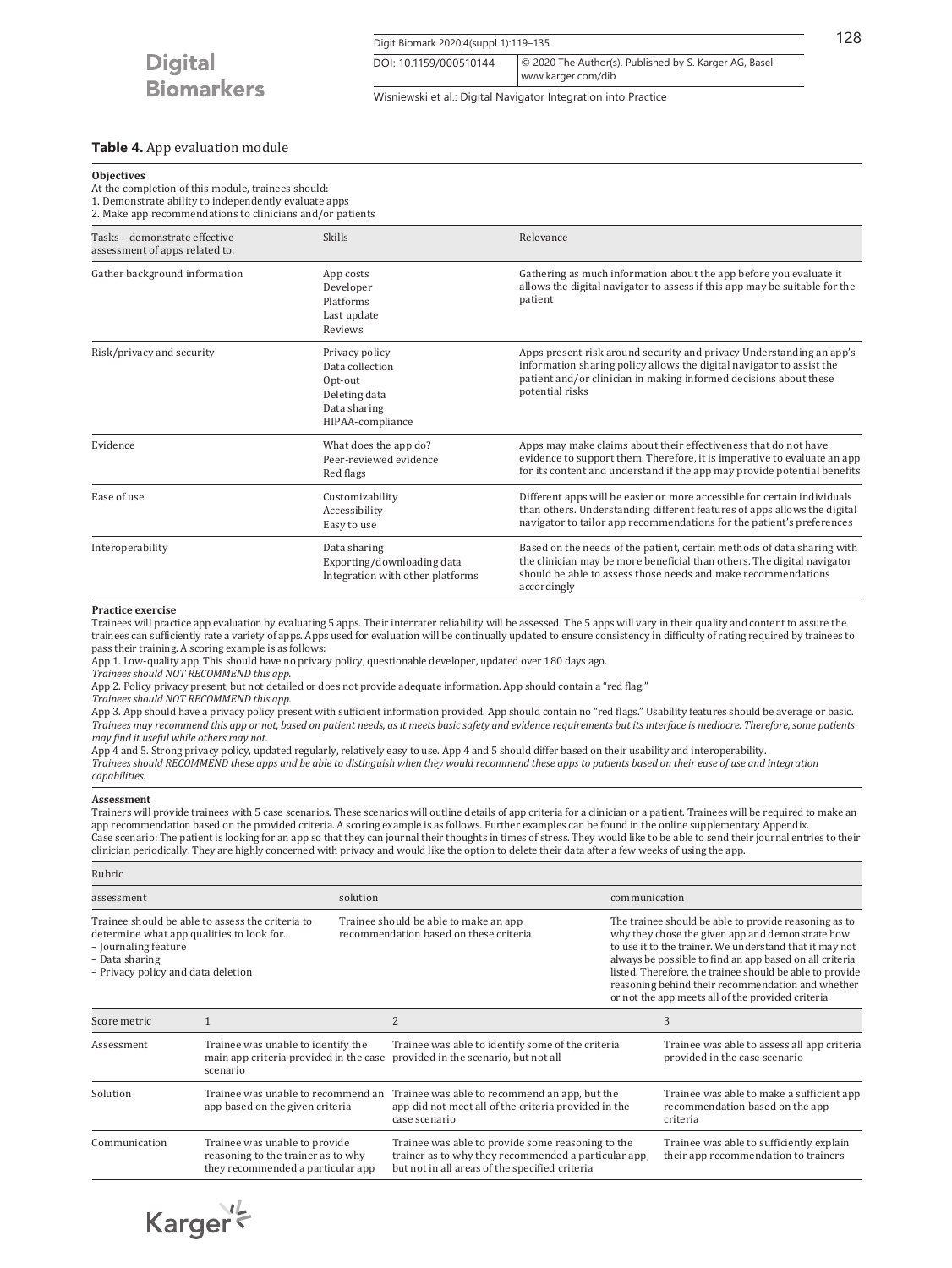**Table 4.** App evaluation module

**Objectives**
At the completion of this module, trainees should:
1. Demonstrate ability to independently evaluate apps
2. Make app recommendations to clinicians and/or patients

| Tasks – demonstrate effective assessment of apps related to: | Skills | Relevance |
|---|---|---|
| Gather background information | App costs<br>Developer<br>Platforms<br>Last update<br>Reviews | Gathering as much information about the app before you evaluate it allows the digital navigator to assess if this app may be suitable for the patient |
| Risk/privacy and security | Privacy policy<br>Data collection<br>Opt-out<br>Deleting data<br>Data sharing<br>HIPAA-compliance | Apps present risk around security and privacy Understanding an app's information sharing policy allows the digital navigator to assist the patient and/or clinician in making informed decisions about these potential risks |
| Evidence | What does the app do?<br>Peer-reviewed evidence<br>Red flags | Apps may make claims about their effectiveness that do not have evidence to support them. Therefore, it is imperative to evaluate an app for its content and understand if the app may provide potential benefits |
| Ease of use | Customizability<br>Accessibility<br>Easy to use | Different apps will be easier or more accessible for certain individuals than others. Understanding different features of apps allows the digital navigator to tailor app recommendations for the patient's preferences |
| Interoperability | Data sharing<br>Exporting/downloading data<br>Integration with other platforms | Based on the needs of the patient, certain methods of data sharing with the clinician may be more beneficial than others. The digital navigator should be able to assess those needs and make recommendations accordingly |

**Practice exercise**
Trainees will practice app evaluation by evaluating 5 apps. Their interrater reliability will be assessed. The 5 apps will vary in their quality and content to assure the trainees can sufficiently rate a variety of apps. Apps used for evaluation will be continually updated to ensure consistency in difficulty of rating required by trainees to pass their training. A scoring example is as follows:
App 1. Low-quality app. This should have no privacy policy, questionable developer, updated over 180 days ago.
*Trainees should NOT RECOMMEND this app.*
App 2. Policy privacy present, but not detailed or does not provide adequate information. App should contain a "red flag."
*Trainees should NOT RECOMMEND this app.*
App 3. App should have a privacy policy present with sufficient information provided. App should contain no "red flags." Usability features should be average or basic.
*Trainees may recommend this app or not, based on patient needs, as it meets basic safety and evidence requirements but its interface is mediocre. Therefore, some patients may find it useful while others may not.*
App 4 and 5. Strong privacy policy, updated regularly, relatively easy to use. App 4 and 5 should differ based on their usability and interoperability.
*Trainees should RECOMMEND these apps and be able to distinguish when they would recommend these apps to patients based on their ease of use and integration capabilities.*

**Assessment**
Trainers will provide trainees with 5 case scenarios. These scenarios will outline details of app criteria for a clinician or a patient. Trainees will be required to make an app recommendation based on the provided criteria. A scoring example is as follows. Further examples can be found in the online supplementary Appendix.
Case scenario: The patient is looking for an app so that they can journal their thoughts in times of stress. They would like to be able to send their journal entries to their clinician periodically. They are highly concerned with privacy and would like the option to delete their data after a few weeks of using the app.

Rubric

| assessment | solution | communication |
|---|---|---|
| Trainee should be able to assess the criteria to determine what app qualities to look for.<br>– Journaling feature<br>– Data sharing<br>– Privacy policy and data deletion | Trainee should be able to make an app recommendation based on these criteria | The trainee should be able to provide reasoning as to why they chose the given app and demonstrate how to use it to the trainer. We understand that it may not always be possible to find an app based on all criteria listed. Therefore, the trainee should be able to provide reasoning behind their recommendation and whether or not the app meets all of the provided criteria |

| Score metric | 1 | 2 | 3 |
|---|---|---|---|
| Assessment | Trainee was unable to identify the main app criteria provided in the case scenario | Trainee was able to identify some of the criteria provided in the scenario, but not all | Trainee was able to assess all app criteria provided in the case scenario |
| Solution | Trainee was unable to recommend an app based on the given criteria | Trainee was able to recommend an app, but the app did not meet all of the criteria provided in the case scenario | Trainee was able to make a sufficient app recommendation based on the app criteria |
| Communication | Trainee was unable to provide reasoning to the trainer as to why they recommended a particular app | Trainee was able to provide some reasoning to the trainer as to why they recommended a particular app, but not in all areas of the specified criteria | Trainee was able to sufficiently explain their app recommendation to trainers |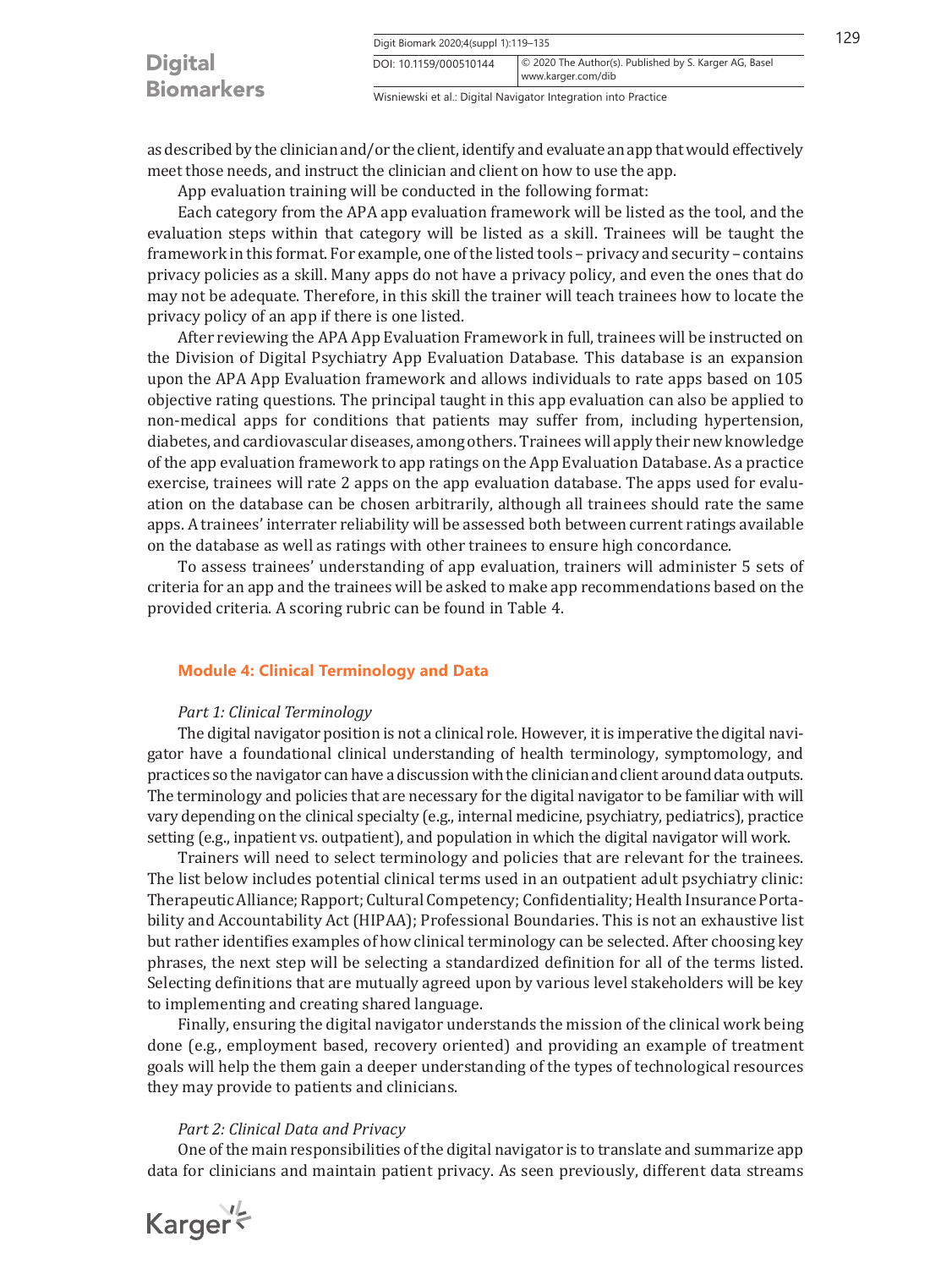as described by the clinician and/or the client, identify and evaluate an app that would effectively meet those needs, and instruct the clinician and client on how to use the app.

App evaluation training will be conducted in the following format:

Each category from the APA app evaluation framework will be listed as the tool, and the evaluation steps within that category will be listed as a skill. Trainees will be taught the framework in this format. For example, one of the listed tools – privacy and security – contains privacy policies as a skill. Many apps do not have a privacy policy, and even the ones that do may not be adequate. Therefore, in this skill the trainer will teach trainees how to locate the privacy policy of an app if there is one listed.

After reviewing the APA App Evaluation Framework in full, trainees will be instructed on the Division of Digital Psychiatry App Evaluation Database. This database is an expansion upon the APA App Evaluation framework and allows individuals to rate apps based on 105 objective rating questions. The principal taught in this app evaluation can also be applied to non-medical apps for conditions that patients may suffer from, including hypertension, diabetes, and cardiovascular diseases, among others. Trainees will apply their new knowledge of the app evaluation framework to app ratings on the App Evaluation Database. As a practice exercise, trainees will rate 2 apps on the app evaluation database. The apps used for evaluation on the database can be chosen arbitrarily, although all trainees should rate the same apps. A trainees' interrater reliability will be assessed both between current ratings available on the database as well as ratings with other trainees to ensure high concordance.

To assess trainees' understanding of app evaluation, trainers will administer 5 sets of criteria for an app and the trainees will be asked to make app recommendations based on the provided criteria. A scoring rubric can be found in Table 4.

## Module 4: Clinical Terminology and Data

*Part 1: Clinical Terminology*

The digital navigator position is not a clinical role. However, it is imperative the digital navigator have a foundational clinical understanding of health terminology, symptomology, and practices so the navigator can have a discussion with the clinician and client around data outputs. The terminology and policies that are necessary for the digital navigator to be familiar with will vary depending on the clinical specialty (e.g., internal medicine, psychiatry, pediatrics), practice setting (e.g., inpatient vs. outpatient), and population in which the digital navigator will work.

Trainers will need to select terminology and policies that are relevant for the trainees. The list below includes potential clinical terms used in an outpatient adult psychiatry clinic: Therapeutic Alliance; Rapport; Cultural Competency; Confidentiality; Health Insurance Portability and Accountability Act (HIPAA); Professional Boundaries. This is not an exhaustive list but rather identifies examples of how clinical terminology can be selected. After choosing key phrases, the next step will be selecting a standardized definition for all of the terms listed. Selecting definitions that are mutually agreed upon by various level stakeholders will be key to implementing and creating shared language.

Finally, ensuring the digital navigator understands the mission of the clinical work being done (e.g., employment based, recovery oriented) and providing an example of treatment goals will help the them gain a deeper understanding of the types of technological resources they may provide to patients and clinicians.

*Part 2: Clinical Data and Privacy*

One of the main responsibilities of the digital navigator is to translate and summarize app data for clinicians and maintain patient privacy. As seen previously, different data streams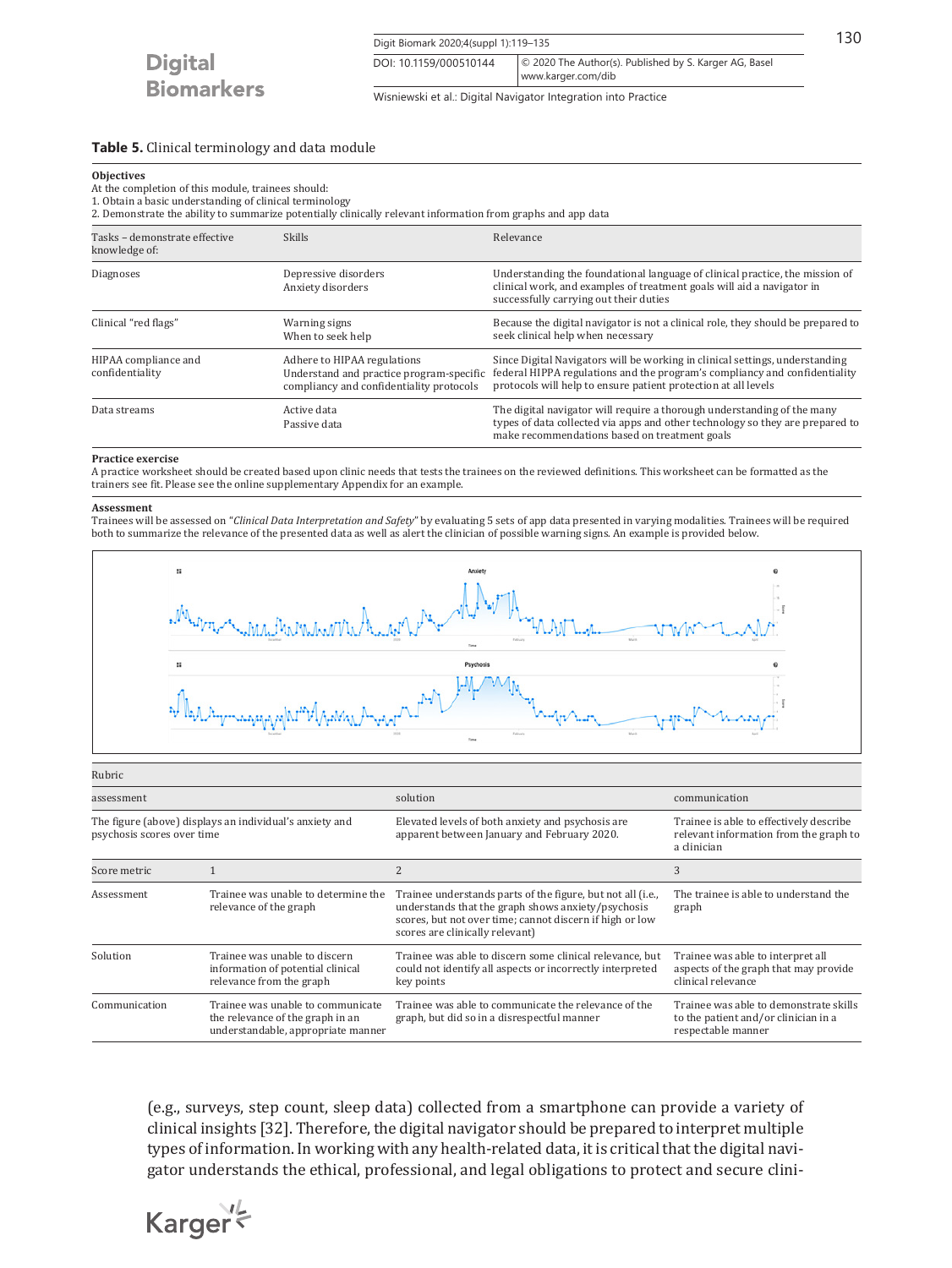**Table 5.** Clinical terminology and data module

**Objectives**
At the completion of this module, trainees should:
1. Obtain a basic understanding of clinical terminology
2. Demonstrate the ability to summarize potentially clinically relevant information from graphs and app data

| Tasks – demonstrate effective knowledge of: | Skills | Relevance |
|---|---|---|
| Diagnoses | Depressive disorders<br>Anxiety disorders | Understanding the foundational language of clinical practice, the mission of clinical work, and examples of treatment goals will aid a navigator in successfully carrying out their duties |
| Clinical "red flags" | Warning signs<br>When to seek help | Because the digital navigator is not a clinical role, they should be prepared to seek clinical help when necessary |
| HIPAA compliance and confidentiality | Adhere to HIPAA regulations<br>Understand and practice program-specific compliancy and confidentiality protocols | Since Digital Navigators will be working in clinical settings, understanding federal HIPPA regulations and the program's compliancy and confidentiality protocols will help to ensure patient protection at all levels |
| Data streams | Active data<br>Passive data | The digital navigator will require a thorough understanding of the many types of data collected via apps and other technology so they are prepared to make recommendations based on treatment goals |

**Practice exercise**
A practice worksheet should be created based upon clinic needs that tests the trainees on the reviewed definitions. This worksheet can be formatted as the trainers see fit. Please see the online supplementary Appendix for an example.

**Assessment**
Trainees will be assessed on "*Clinical Data Interpretation and Safety*" by evaluating 5 sets of app data presented in varying modalities. Trainees will be required both to summarize the relevance of the presented data as well as alert the clinician of possible warning signs. An example is provided below.

Rubric

| assessment | | solution | communication |
|---|---|---|---|
| The figure (above) displays an individual's anxiety and psychosis scores over time | | Elevated levels of both anxiety and psychosis are apparent between January and February 2020. | Trainee is able to effectively describe relevant information from the graph to a clinician |
| Score metric | 1 | 2 | 3 |
| Assessment | Trainee was unable to determine the relevance of the graph | Trainee understands parts of the figure, but not all (i.e., understands that the graph shows anxiety/psychosis scores, but not over time; cannot discern if high or low scores are clinically relevant) | The trainee is able to understand the graph |
| Solution | Trainee was unable to discern information of potential clinical relevance from the graph | Trainee was able to discern some clinical relevance, but could not identify all aspects or incorrectly interpreted key points | Trainee was able to interpret all aspects of the graph that may provide clinical relevance |
| Communication | Trainee was unable to communicate the relevance of the graph in an understandable, appropriate manner | Trainee was able to communicate the relevance of the graph, but did so in a disrespectful manner | Trainee was able to demonstrate skills to the patient and/or clinician in a respectable manner |

(e.g., surveys, step count, sleep data) collected from a smartphone can provide a variety of clinical insights [32]. Therefore, the digital navigator should be prepared to interpret multiple types of information. In working with any health-related data, it is critical that the digital navigator understands the ethical, professional, and legal obligations to protect and secure clini-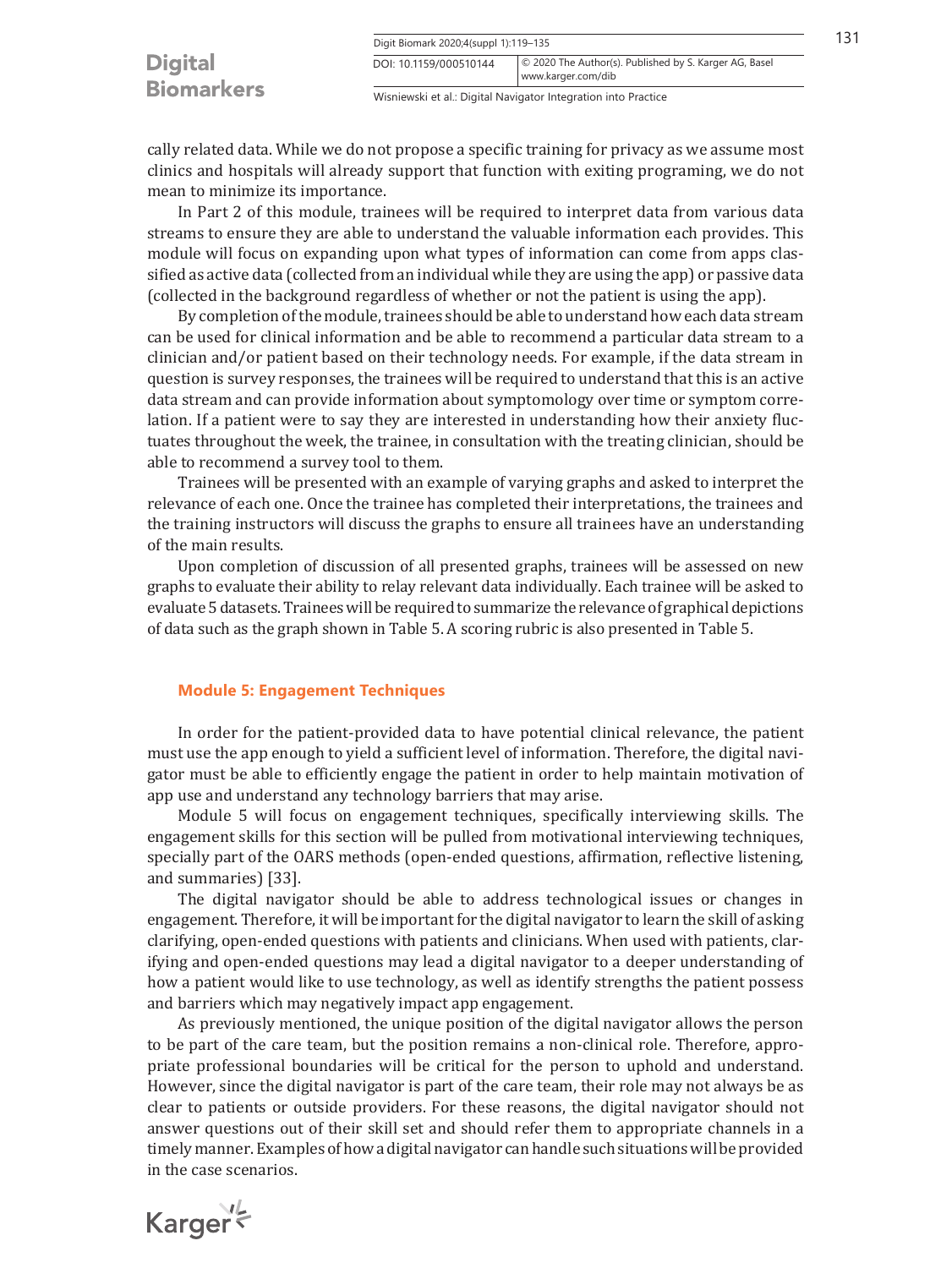cally related data. While we do not propose a specific training for privacy as we assume most clinics and hospitals will already support that function with exiting programing, we do not mean to minimize its importance.

In Part 2 of this module, trainees will be required to interpret data from various data streams to ensure they are able to understand the valuable information each provides. This module will focus on expanding upon what types of information can come from apps classified as active data (collected from an individual while they are using the app) or passive data (collected in the background regardless of whether or not the patient is using the app).

By completion of the module, trainees should be able to understand how each data stream can be used for clinical information and be able to recommend a particular data stream to a clinician and/or patient based on their technology needs. For example, if the data stream in question is survey responses, the trainees will be required to understand that this is an active data stream and can provide information about symptomology over time or symptom correlation. If a patient were to say they are interested in understanding how their anxiety fluctuates throughout the week, the trainee, in consultation with the treating clinician, should be able to recommend a survey tool to them.

Trainees will be presented with an example of varying graphs and asked to interpret the relevance of each one. Once the trainee has completed their interpretations, the trainees and the training instructors will discuss the graphs to ensure all trainees have an understanding of the main results.

Upon completion of discussion of all presented graphs, trainees will be assessed on new graphs to evaluate their ability to relay relevant data individually. Each trainee will be asked to evaluate 5 datasets. Trainees will be required to summarize the relevance of graphical depictions of data such as the graph shown in Table 5. A scoring rubric is also presented in Table 5.

## Module 5: Engagement Techniques

In order for the patient-provided data to have potential clinical relevance, the patient must use the app enough to yield a sufficient level of information. Therefore, the digital navigator must be able to efficiently engage the patient in order to help maintain motivation of app use and understand any technology barriers that may arise.

Module 5 will focus on engagement techniques, specifically interviewing skills. The engagement skills for this section will be pulled from motivational interviewing techniques, specially part of the OARS methods (open-ended questions, affirmation, reflective listening, and summaries) [33].

The digital navigator should be able to address technological issues or changes in engagement. Therefore, it will be important for the digital navigator to learn the skill of asking clarifying, open-ended questions with patients and clinicians. When used with patients, clarifying and open-ended questions may lead a digital navigator to a deeper understanding of how a patient would like to use technology, as well as identify strengths the patient possess and barriers which may negatively impact app engagement.

As previously mentioned, the unique position of the digital navigator allows the person to be part of the care team, but the position remains a non-clinical role. Therefore, appropriate professional boundaries will be critical for the person to uphold and understand. However, since the digital navigator is part of the care team, their role may not always be as clear to patients or outside providers. For these reasons, the digital navigator should not answer questions out of their skill set and should refer them to appropriate channels in a timely manner. Examples of how a digital navigator can handle such situations will be provided in the case scenarios.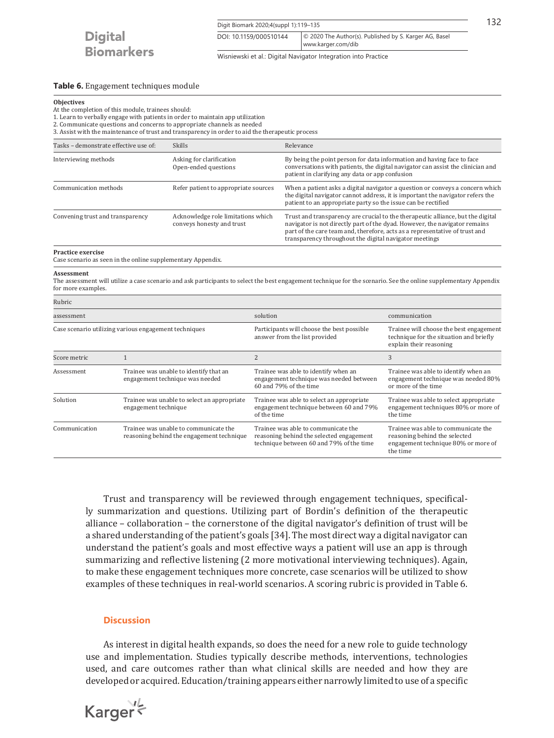**Table 6.** Engagement techniques module

**Objectives**
At the completion of this module, trainees should:
1. Learn to verbally engage with patients in order to maintain app utilization
2. Communicate questions and concerns to appropriate channels as needed
3. Assist with the maintenance of trust and transparency in order to aid the therapeutic process

| Tasks – demonstrate effective use of: | Skills | Relevance |
|---|---|---|
| Interviewing methods | Asking for clarification<br>Open-ended questions | By being the point person for data information and having face to face conversations with patients, the digital navigator can assist the clinician and patient in clarifying any data or app confusion |
| Communication methods | Refer patient to appropriate sources | When a patient asks a digital navigator a question or conveys a concern which the digital navigator cannot address, it is important the navigator refers the patient to an appropriate party so the issue can be rectified |
| Convening trust and transparency | Acknowledge role limitations which conveys honesty and trust | Trust and transparency are crucial to the therapeutic alliance, but the digital navigator is not directly part of the dyad. However, the navigator remains part of the care team and, therefore, acts as a representative of trust and transparency throughout the digital navigator meetings |

**Practice exercise**
Case scenario as seen in the online supplementary Appendix.

**Assessment**
The assessment will utilize a case scenario and ask participants to select the best engagement technique for the scenario. See the online supplementary Appendix for more examples.

| Rubric | | | |
|---|---|---|---|
| assessment | | solution | communication |
| Case scenario utilizing various engagement techniques | | Participants will choose the best possible answer from the list provided | Trainee will choose the best engagement technique for the situation and briefly explain their reasoning |
| Score metric | 1 | 2 | 3 |
| Assessment | Trainee was unable to identify that an engagement technique was needed | Trainee was able to identify when an engagement technique was needed between 60 and 79% of the time | Trainee was able to identify when an engagement technique was needed 80% or more of the time |
| Solution | Trainee was unable to select an appropriate engagement technique | Trainee was able to select an appropriate engagement technique between 60 and 79% of the time | Trainee was able to select appropriate engagement techniques 80% or more of the time |
| Communication | Trainee was unable to communicate the reasoning behind the engagement technique | Trainee was able to communicate the reasoning behind the selected engagement technique between 60 and 79% of the time | Trainee was able to communicate the reasoning behind the selected engagement technique 80% or more of the time |

Trust and transparency will be reviewed through engagement techniques, specifically summarization and questions. Utilizing part of Bordin's definition of the therapeutic alliance – collaboration – the cornerstone of the digital navigator's definition of trust will be a shared understanding of the patient's goals [34]. The most direct way a digital navigator can understand the patient's goals and most effective ways a patient will use an app is through summarizing and reflective listening (2 more motivational interviewing techniques). Again, to make these engagement techniques more concrete, case scenarios will be utilized to show examples of these techniques in real-world scenarios. A scoring rubric is provided in Table 6.

## Discussion

As interest in digital health expands, so does the need for a new role to guide technology use and implementation. Studies typically describe methods, interventions, technologies used, and care outcomes rather than what clinical skills are needed and how they are developed or acquired. Education/training appears either narrowly limited to use of a specific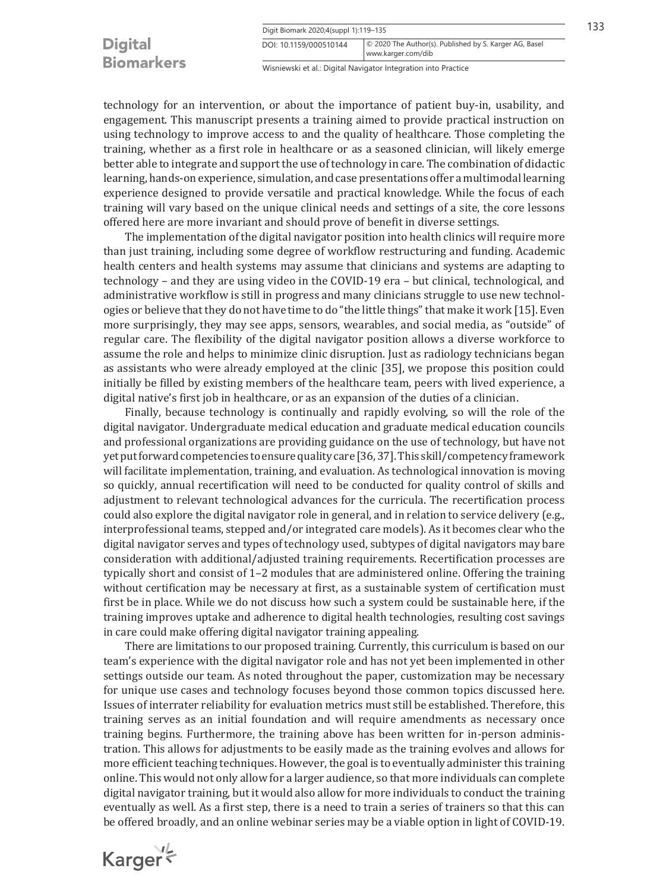technology for an intervention, or about the importance of patient buy-in, usability, and engagement. This manuscript presents a training aimed to provide practical instruction on using technology to improve access to and the quality of healthcare. Those completing the training, whether as a first role in healthcare or as a seasoned clinician, will likely emerge better able to integrate and support the use of technology in care. The combination of didactic learning, hands-on experience, simulation, and case presentations offer a multimodal learning experience designed to provide versatile and practical knowledge. While the focus of each training will vary based on the unique clinical needs and settings of a site, the core lessons offered here are more invariant and should prove of benefit in diverse settings.

The implementation of the digital navigator position into health clinics will require more than just training, including some degree of workflow restructuring and funding. Academic health centers and health systems may assume that clinicians and systems are adapting to technology – and they are using video in the COVID-19 era – but clinical, technological, and administrative workflow is still in progress and many clinicians struggle to use new technologies or believe that they do not have time to do "the little things" that make it work [15]. Even more surprisingly, they may see apps, sensors, wearables, and social media, as "outside" of regular care. The flexibility of the digital navigator position allows a diverse workforce to assume the role and helps to minimize clinic disruption. Just as radiology technicians began as assistants who were already employed at the clinic [35], we propose this position could initially be filled by existing members of the healthcare team, peers with lived experience, a digital native's first job in healthcare, or as an expansion of the duties of a clinician.

Finally, because technology is continually and rapidly evolving, so will the role of the digital navigator. Undergraduate medical education and graduate medical education councils and professional organizations are providing guidance on the use of technology, but have not yet put forward competencies to ensure quality care [36, 37]. This skill/competency framework will facilitate implementation, training, and evaluation. As technological innovation is moving so quickly, annual recertification will need to be conducted for quality control of skills and adjustment to relevant technological advances for the curricula. The recertification process could also explore the digital navigator role in general, and in relation to service delivery (e.g., interprofessional teams, stepped and/or integrated care models). As it becomes clear who the digital navigator serves and types of technology used, subtypes of digital navigators may bare consideration with additional/adjusted training requirements. Recertification processes are typically short and consist of 1–2 modules that are administered online. Offering the training without certification may be necessary at first, as a sustainable system of certification must first be in place. While we do not discuss how such a system could be sustainable here, if the training improves uptake and adherence to digital health technologies, resulting cost savings in care could make offering digital navigator training appealing.

There are limitations to our proposed training. Currently, this curriculum is based on our team's experience with the digital navigator role and has not yet been implemented in other settings outside our team. As noted throughout the paper, customization may be necessary for unique use cases and technology focuses beyond those common topics discussed here. Issues of interrater reliability for evaluation metrics must still be established. Therefore, this training serves as an initial foundation and will require amendments as necessary once training begins. Furthermore, the training above has been written for in-person administration. This allows for adjustments to be easily made as the training evolves and allows for more efficient teaching techniques. However, the goal is to eventually administer this training online. This would not only allow for a larger audience, so that more individuals can complete digital navigator training, but it would also allow for more individuals to conduct the training eventually as well. As a first step, there is a need to train a series of trainers so that this can be offered broadly, and an online webinar series may be a viable option in light of COVID-19.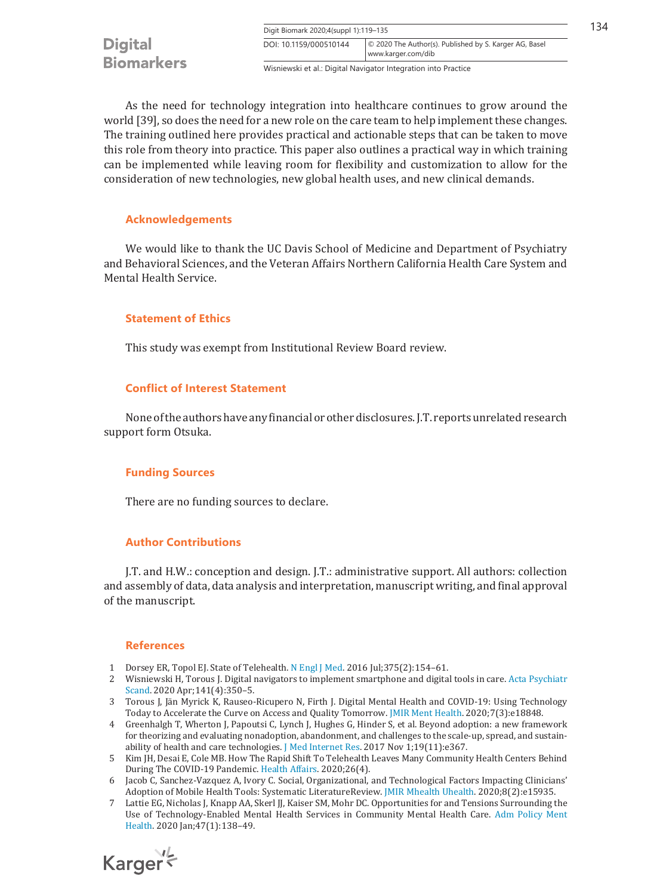As the need for technology integration into healthcare continues to grow around the world [39], so does the need for a new role on the care team to help implement these changes. The training outlined here provides practical and actionable steps that can be taken to move this role from theory into practice. This paper also outlines a practical way in which training can be implemented while leaving room for flexibility and customization to allow for the consideration of new technologies, new global health uses, and new clinical demands.

## Acknowledgements

We would like to thank the UC Davis School of Medicine and Department of Psychiatry and Behavioral Sciences, and the Veteran Affairs Northern California Health Care System and Mental Health Service.

## Statement of Ethics

This study was exempt from Institutional Review Board review.

## Conflict of Interest Statement

None of the authors have any financial or other disclosures. J.T. reports unrelated research support form Otsuka.

## Funding Sources

There are no funding sources to declare.

## Author Contributions

J.T. and H.W.: conception and design. J.T.: administrative support. All authors: collection and assembly of data, data analysis and interpretation, manuscript writing, and final approval of the manuscript.

## References

1. Dorsey ER, Topol EJ. State of Telehealth. N Engl J Med. 2016 Jul;375(2):154–61.
2. Wisniewski H, Torous J. Digital navigators to implement smartphone and digital tools in care. Acta Psychiatr Scand. 2020 Apr;141(4):350–5.
3. Torous J, Jän Myrick K, Rauseo-Ricupero N, Firth J. Digital Mental Health and COVID-19: Using Technology Today to Accelerate the Curve on Access and Quality Tomorrow. JMIR Ment Health. 2020;7(3):e18848.
4. Greenhalgh T, Wherton J, Papoutsi C, Lynch J, Hughes G, Hinder S, et al. Beyond adoption: a new framework for theorizing and evaluating nonadoption, abandonment, and challenges to the scale-up, spread, and sustainability of health and care technologies. J Med Internet Res. 2017 Nov 1;19(11):e367.
5. Kim JH, Desai E, Cole MB. How The Rapid Shift To Telehealth Leaves Many Community Health Centers Behind During The COVID-19 Pandemic. Health Affairs. 2020;26(4).
6. Jacob C, Sanchez-Vazquez A, Ivory C. Social, Organizational, and Technological Factors Impacting Clinicians' Adoption of Mobile Health Tools: Systematic LiteratureReview. JMIR Mhealth Uhealth. 2020;8(2):e15935.
7. Lattie EG, Nicholas J, Knapp AA, Skerl JJ, Kaiser SM, Mohr DC. Opportunities for and Tensions Surrounding the Use of Technology-Enabled Mental Health Services in Community Mental Health Care. Adm Policy Ment Health. 2020 Jan;47(1):138–49.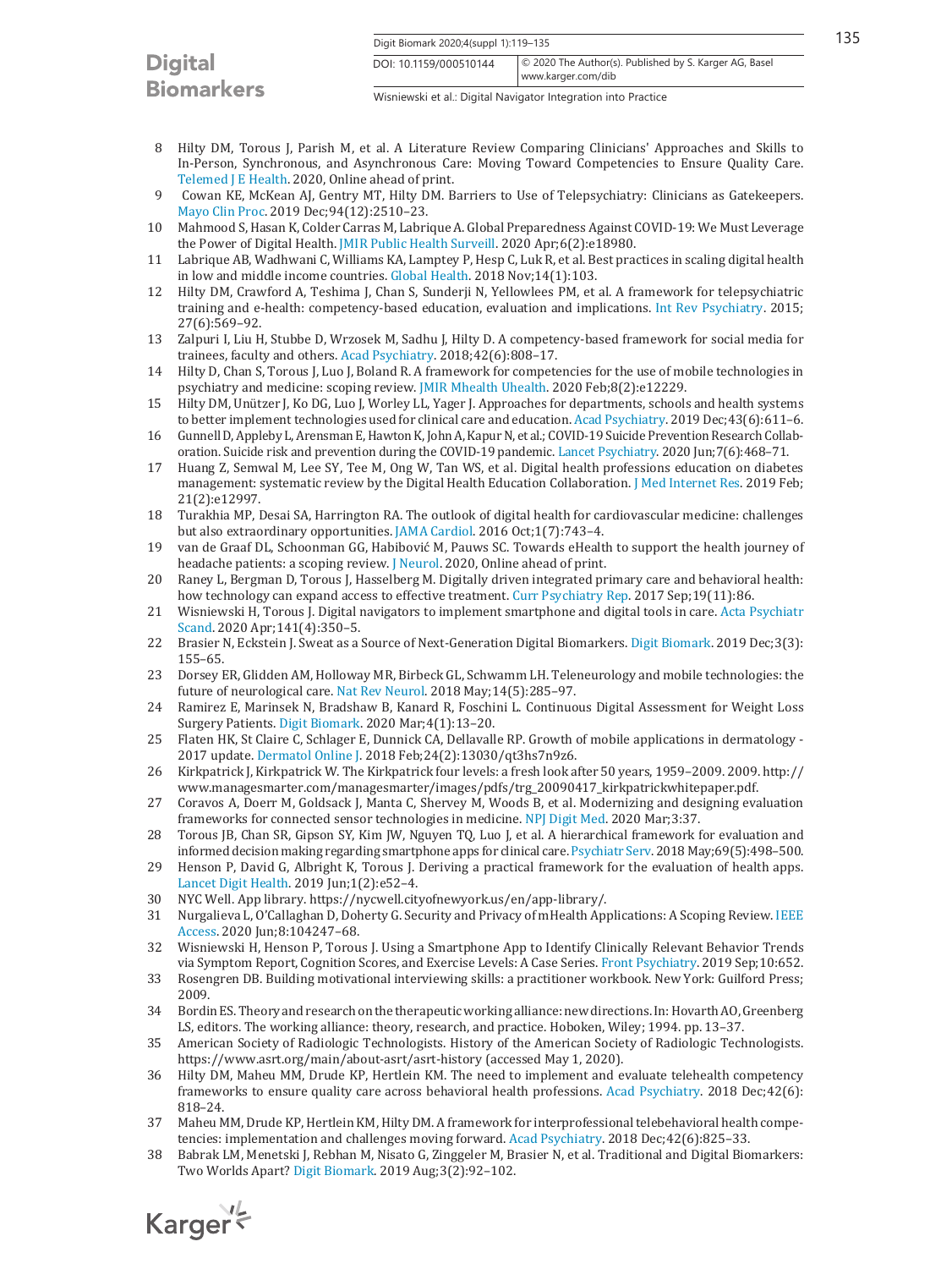8 Hilty DM, Torous J, Parish M, et al. A Literature Review Comparing Clinicians' Approaches and Skills to In-Person, Synchronous, and Asynchronous Care: Moving Toward Competencies to Ensure Quality Care. Telemed J E Health. 2020, Online ahead of print.

9 Cowan KE, McKean AJ, Gentry MT, Hilty DM. Barriers to Use of Telepsychiatry: Clinicians as Gatekeepers. Mayo Clin Proc. 2019 Dec;94(12):2510–23.

10 Mahmood S, Hasan K, Colder Carras M, Labrique A. Global Preparedness Against COVID-19: We Must Leverage the Power of Digital Health. JMIR Public Health Surveill. 2020 Apr;6(2):e18980.

11 Labrique AB, Wadhwani C, Williams KA, Lamptey P, Hesp C, Luk R, et al. Best practices in scaling digital health in low and middle income countries. Global Health. 2018 Nov;14(1):103.

12 Hilty DM, Crawford A, Teshima J, Chan S, Sunderji N, Yellowlees PM, et al. A framework for telepsychiatric training and e-health: competency-based education, evaluation and implications. Int Rev Psychiatry. 2015; 27(6):569–92.

13 Zalpuri I, Liu H, Stubbe D, Wrzosek M, Sadhu J, Hilty D. A competency-based framework for social media for trainees, faculty and others. Acad Psychiatry. 2018;42(6):808–17.

14 Hilty D, Chan S, Torous J, Luo J, Boland R. A framework for competencies for the use of mobile technologies in psychiatry and medicine: scoping review. JMIR Mhealth Uhealth. 2020 Feb;8(2):e12229.

15 Hilty DM, Unützer J, Ko DG, Luo J, Worley LL, Yager J. Approaches for departments, schools and health systems to better implement technologies used for clinical care and education. Acad Psychiatry. 2019 Dec;43(6):611–6.

16 Gunnell D, Appleby L, Arensman E, Hawton K, John A, Kapur N, et al.; COVID-19 Suicide Prevention Research Collaboration. Suicide risk and prevention during the COVID-19 pandemic. Lancet Psychiatry. 2020 Jun;7(6):468–71.

17 Huang Z, Semwal M, Lee SY, Tee M, Ong W, Tan WS, et al. Digital health professions education on diabetes management: systematic review by the Digital Health Education Collaboration. J Med Internet Res. 2019 Feb; 21(2):e12997.

18 Turakhia MP, Desai SA, Harrington RA. The outlook of digital health for cardiovascular medicine: challenges but also extraordinary opportunities. JAMA Cardiol. 2016 Oct;1(7):743–4.

19 van de Graaf DL, Schoonman GG, Habibović M, Pauws SC. Towards eHealth to support the health journey of headache patients: a scoping review. J Neurol. 2020, Online ahead of print.

20 Raney L, Bergman D, Torous J, Hasselberg M. Digitally driven integrated primary care and behavioral health: how technology can expand access to effective treatment. Curr Psychiatry Rep. 2017 Sep;19(11):86.

21 Wisniewski H, Torous J. Digital navigators to implement smartphone and digital tools in care. Acta Psychiatr Scand. 2020 Apr;141(4):350–5.

22 Brasier N, Eckstein J. Sweat as a Source of Next-Generation Digital Biomarkers. Digit Biomark. 2019 Dec;3(3): 155–65.

23 Dorsey ER, Glidden AM, Holloway MR, Birbeck GL, Schwamm LH. Teleneurology and mobile technologies: the future of neurological care. Nat Rev Neurol. 2018 May;14(5):285–97.

24 Ramirez E, Marinsek N, Bradshaw B, Kanard R, Foschini L. Continuous Digital Assessment for Weight Loss Surgery Patients. Digit Biomark. 2020 Mar;4(1):13–20.

25 Flaten HK, St Claire C, Schlager E, Dunnick CA, Dellavalle RP. Growth of mobile applications in dermatology - 2017 update. Dermatol Online J. 2018 Feb;24(2):13030/qt3hs7n9z6.

26 Kirkpatrick J, Kirkpatrick W. The Kirkpatrick four levels: a fresh look after 50 years, 1959–2009. 2009. http://www.managesmarter.com/managesmarter/images/pdfs/trg_20090417_kirkpatrickwhitepaper.pdf.

27 Coravos A, Doerr M, Goldsack J, Manta C, Shervey M, Woods B, et al. Modernizing and designing evaluation frameworks for connected sensor technologies in medicine. NPJ Digit Med. 2020 Mar;3:37.

28 Torous JB, Chan SR, Gipson SY, Kim JW, Nguyen TQ, Luo J, et al. A hierarchical framework for evaluation and informed decision making regarding smartphone apps for clinical care. Psychiatr Serv. 2018 May;69(5):498–500.

29 Henson P, David G, Albright K, Torous J. Deriving a practical framework for the evaluation of health apps. Lancet Digit Health. 2019 Jun;1(2):e52–4.

30 NYC Well. App library. https://nycwell.cityofnewyork.us/en/app-library/.

31 Nurgalieva L, O'Callaghan D, Doherty G. Security and Privacy of mHealth Applications: A Scoping Review. IEEE Access. 2020 Jun;8:104247–68.

32 Wisniewski H, Henson P, Torous J. Using a Smartphone App to Identify Clinically Relevant Behavior Trends via Symptom Report, Cognition Scores, and Exercise Levels: A Case Series. Front Psychiatry. 2019 Sep;10:652.

33 Rosengren DB. Building motivational interviewing skills: a practitioner workbook. New York: Guilford Press; 2009.

34 Bordin ES. Theory and research on the therapeutic working alliance: new directions. In: Hovarth AO, Greenberg LS, editors. The working alliance: theory, research, and practice. Hoboken, Wiley; 1994. pp. 13–37.

35 American Society of Radiologic Technologists. History of the American Society of Radiologic Technologists. https://www.asrt.org/main/about-asrt/asrt-history (accessed May 1, 2020).

36 Hilty DM, Maheu MM, Drude KP, Hertlein KM. The need to implement and evaluate telehealth competency frameworks to ensure quality care across behavioral health professions. Acad Psychiatry. 2018 Dec;42(6): 818–24.

37 Maheu MM, Drude KP, Hertlein KM, Hilty DM. A framework for interprofessional telebehavioral health competencies: implementation and challenges moving forward. Acad Psychiatry. 2018 Dec;42(6):825–33.

38 Babrak LM, Menetski J, Rebhan M, Nisato G, Zinggeler M, Brasier N, et al. Traditional and Digital Biomarkers: Two Worlds Apart? Digit Biomark. 2019 Aug;3(2):92–102.